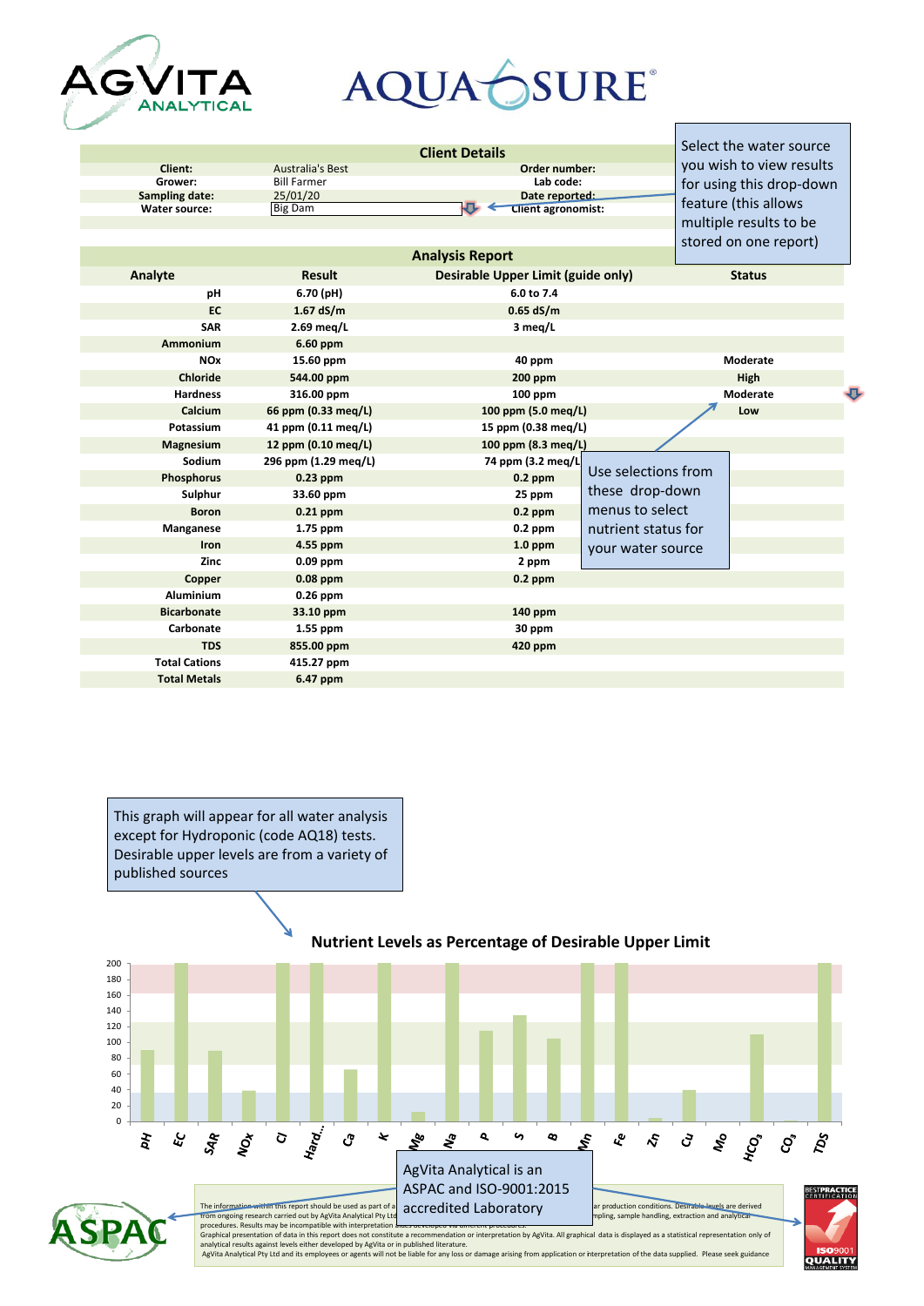AGVITA ANALYTICAL

AQUASURE®

## Client Details

| | | | |
|---|---|---|---|
| **Client:** | Australia's Best | **Order number:** | |
| **Grower:** | Bill Farmer | **Lab code:** | |
| **Sampling date:** | 25/01/20 | **Date reported:** | |
| **Water source:** | Big Dam | **Client agronomist:** | |

Select the water source you wish to view results for using this drop-down feature (this allows multiple results to be stored on one report)

## Analysis Report

| Analyte | Result | Desirable Upper Limit (guide only) | Status |
|---|---|---|---|
| pH | 6.70 (pH) | 6.0 to 7.4 | |
| EC | 1.67 dS/m | 0.65 dS/m | |
| SAR | 2.69 meq/L | 3 meq/L | |
| Ammonium | 6.60 ppm | | |
| NOx | 15.60 ppm | 40 ppm | Moderate |
| Chloride | 544.00 ppm | 200 ppm | High |
| Hardness | 316.00 ppm | 100 ppm | Moderate |
| Calcium | 66 ppm (0.33 meq/L) | 100 ppm (5.0 meq/L) | Low |
| Potassium | 41 ppm (0.11 meq/L) | 15 ppm (0.38 meq/L) | |
| Magnesium | 12 ppm (0.10 meq/L) | 100 ppm (8.3 meq/L) | |
| Sodium | 296 ppm (1.29 meq/L) | 74 ppm (3.2 meq/L) | |
| Phosphorus | 0.23 ppm | 0.2 ppm | |
| Sulphur | 33.60 ppm | 25 ppm | |
| Boron | 0.21 ppm | 0.2 ppm | |
| Manganese | 1.75 ppm | 0.2 ppm | |
| Iron | 4.55 ppm | 1.0 ppm | |
| Zinc | 0.09 ppm | 2 ppm | |
| Copper | 0.08 ppm | 0.2 ppm | |
| Aluminium | 0.26 ppm | | |
| Bicarbonate | 33.10 ppm | 140 ppm | |
| Carbonate | 1.55 ppm | 30 ppm | |
| TDS | 855.00 ppm | 420 ppm | |
| Total Cations | 415.27 ppm | | |
| Total Metals | 6.47 ppm | | |

Use selections from these drop-down menus to select nutrient status for your water source

This graph will appear for all water analysis except for Hydroponic (code AQ18) tests. Desirable upper levels are from a variety of published sources

### Nutrient Levels as Percentage of Desirable Upper Limit

AgVita Analytical is an ASPAC and ISO-9001:2015 accredited Laboratory

The information within this report should be used as part of a ... ar production conditions. Desirable levels are derived from ongoing research carried out by AgVita Analytical Pty Ltd ... mpling, sample handling, extraction and analytical procedures. Results may be incompatible with interpretation ... developed via different procedures.
Graphical presentation of data in this report does not constitute a recommendation or interpretation by AgVita. All graphical data is displayed as a statistical representation only of analytical results against levels either developed by AgVita or in published literature.
AgVita Analytical Pty Ltd and its employees or agents will not be liable for any loss or damage arising from application or interpretation of the data supplied. Please seek guidance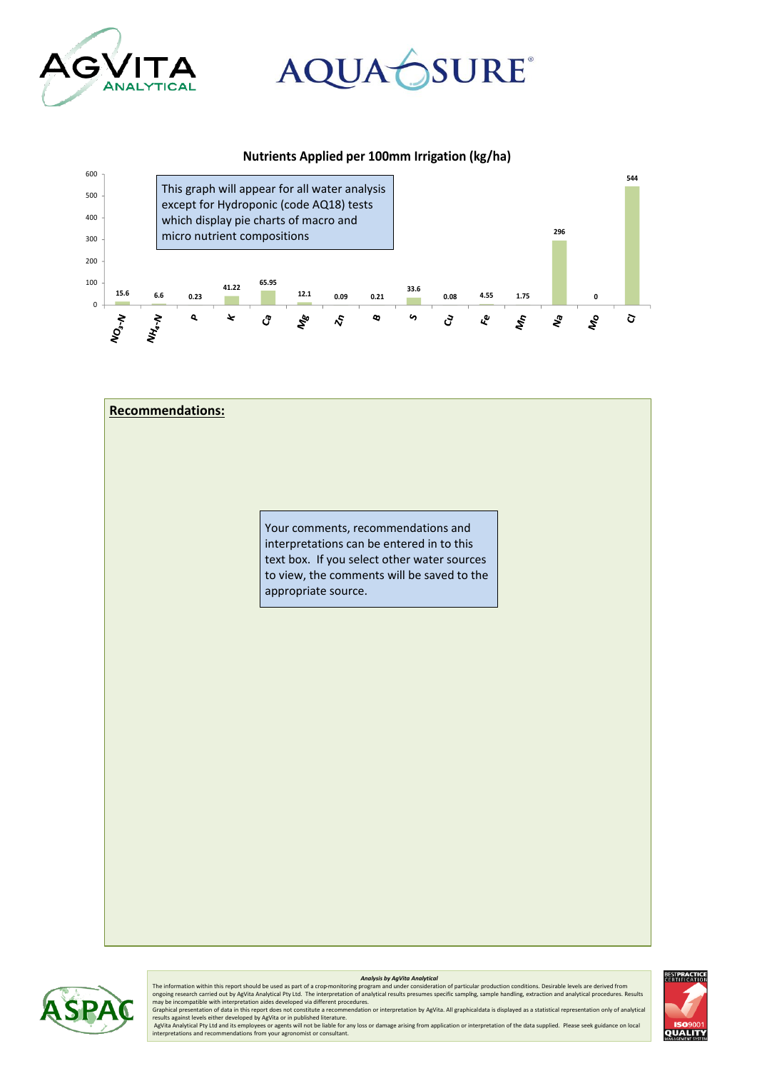## Nutrients Applied per 100mm Irrigation (kg/ha)

600
500
400
300
200
100
0

This graph will appear for all water analysis except for Hydroponic (code AQ18) tests which display pie charts of macro and micro nutrient compositions

$NO_3$-N: 15.6
$NH_4$-N: 6.6
P: 0.23
K: 41.22
Ca: 65.95
Mg: 12.1
Zn: 0.09
B: 0.21
S: 33.6
Cu: 0.08
Fe: 4.55
Mn: 1.75
Na: 296
Mo: 0
Cl: 544

**Recommendations:**

Your comments, recommendations and interpretations can be entered in to this text box. If you select other water sources to view, the comments will be saved to the appropriate source.

***Analysis by AgVita Analytical***

The information within this report should be used as part of a crop-monitoring program and under consideration of particular production conditions. Desirable levels are derived from ongoing research carried out by AgVita Analytical Pty Ltd. The interpretation of analytical results presumes specific sampling, sample handling, extraction and analytical procedures. Results may be incompatible with interpretation aides developed via different procedures.

Graphical presentation of data in this report does not constitute a recommendation or interpretation by AgVita. All graphicaldata is displayed as a statistical representation only of analytical results against levels either developed by AgVita or in published literature.

AgVita Analytical Pty Ltd and its employees or agents will not be liable for any loss or damage arising from application or interpretation of the data supplied. Please seek guidance on local interpretations and recommendations from your agronomist or consultant.